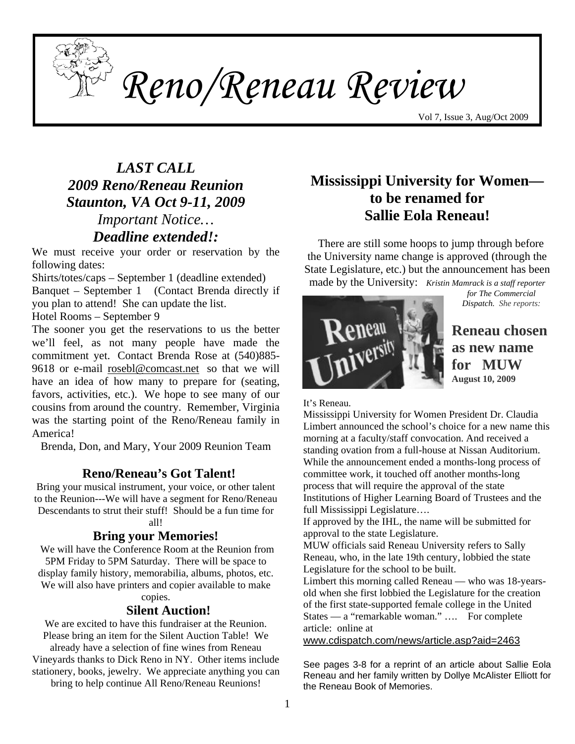# Reno/Reneau Review

Vol 7, Issue 3, Aug/Oct 2009

## *LAST CALL*
## *2009 Reno/Reneau Reunion*
## *Staunton, VA Oct 9-11, 2009*

*Important Notice…*

***Deadline extended!:***

We must receive your order or reservation by the following dates:

Shirts/totes/caps – September 1 (deadline extended)

Banquet – September 1 (Contact Brenda directly if you plan to attend! She can update the list.

Hotel Rooms – September 9

The sooner you get the reservations to us the better we'll feel, as not many people have made the commitment yet. Contact Brenda Rose at (540)885-9618 or e-mail rosebl@comcast.net so that we will have an idea of how many to prepare for (seating, favors, activities, etc.). We hope to see many of our cousins from around the country. Remember, Virginia was the starting point of the Reno/Reneau family in America!

Brenda, Don, and Mary, Your 2009 Reunion Team

### Reno/Reneau's Got Talent!

Bring your musical instrument, your voice, or other talent to the Reunion---We will have a segment for Reno/Reneau Descendants to strut their stuff! Should be a fun time for all!

### Bring your Memories!

We will have the Conference Room at the Reunion from 5PM Friday to 5PM Saturday. There will be space to display family history, memorabilia, albums, photos, etc. We will also have printers and copier available to make copies.

### Silent Auction!

We are excited to have this fundraiser at the Reunion. Please bring an item for the Silent Auction Table! We already have a selection of fine wines from Reneau Vineyards thanks to Dick Reno in NY. Other items include stationery, books, jewelry. We appreciate anything you can bring to help continue All Reno/Reneau Reunions!

## Mississippi University for Women— to be renamed for Sallie Eola Reneau!

There are still some hoops to jump through before the University name change is approved (through the State Legislature, etc.) but the announcement has been made by the University: *Kristin Mamrack is a staff reporter for The Commercial Dispatch. She reports:*

### Reneau chosen as new name for MUW

**August 10, 2009**

It's Reneau.

Mississippi University for Women President Dr. Claudia Limbert announced the school's choice for a new name this morning at a faculty/staff convocation. And received a standing ovation from a full-house at Nissan Auditorium. While the announcement ended a months-long process of committee work, it touched off another months-long process that will require the approval of the state Institutions of Higher Learning Board of Trustees and the full Mississippi Legislature….

If approved by the IHL, the name will be submitted for approval to the state Legislature.

MUW officials said Reneau University refers to Sally Reneau, who, in the late 19th century, lobbied the state Legislature for the school to be built.

Limbert this morning called Reneau — who was 18-years-old when she first lobbied the Legislature for the creation of the first state-supported female college in the United States — a "remarkable woman." …. For complete article: online at

www.cdispatch.com/news/article.asp?aid=2463

See pages 3-8 for a reprint of an article about Sallie Eola Reneau and her family written by Dollye McAlister Elliott for the Reneau Book of Memories.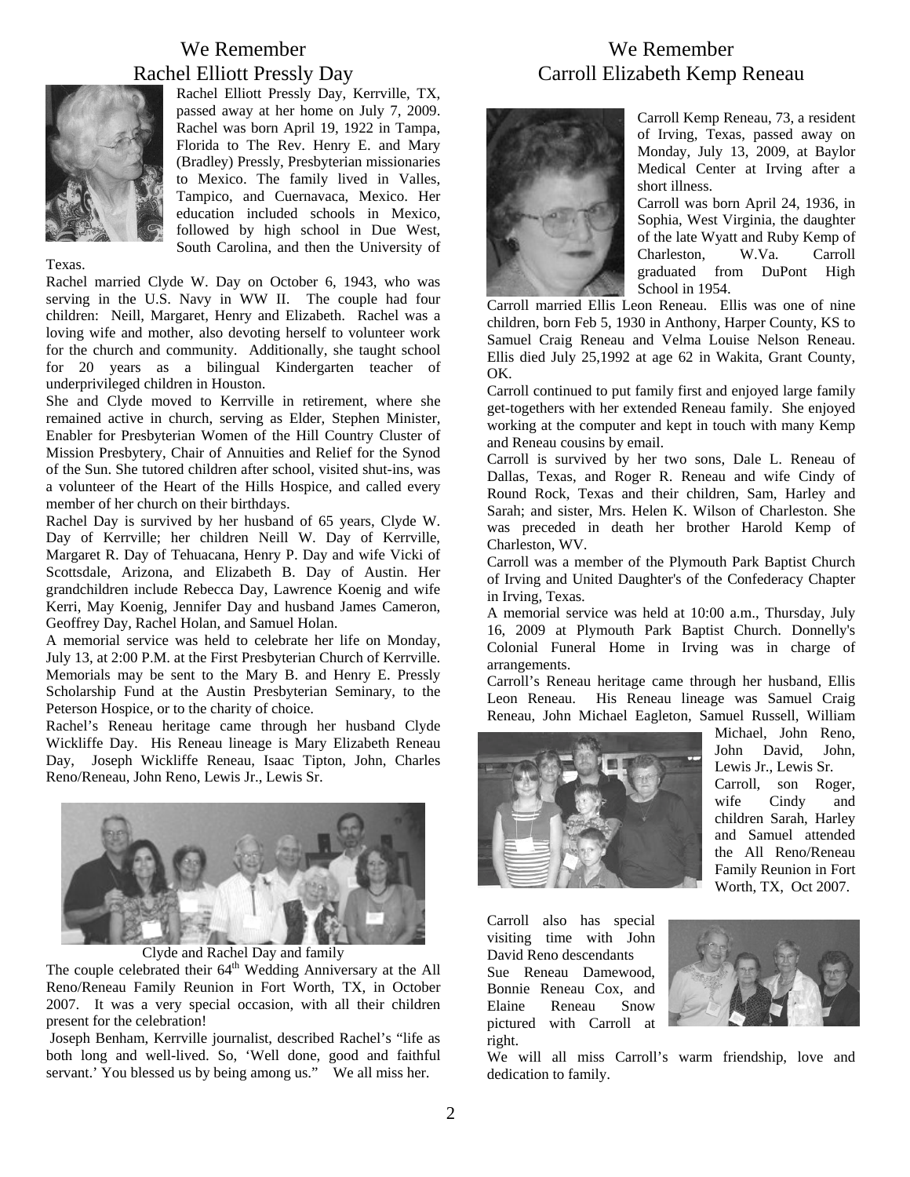# We Remember Rachel Elliott Pressly Day

Rachel Elliott Pressly Day, Kerrville, TX, passed away at her home on July 7, 2009. Rachel was born April 19, 1922 in Tampa, Florida to The Rev. Henry E. and Mary (Bradley) Pressly, Presbyterian missionaries to Mexico. The family lived in Valles, Tampico, and Cuernavaca, Mexico. Her education included schools in Mexico, followed by high school in Due West, South Carolina, and then the University of Texas.

Rachel married Clyde W. Day on October 6, 1943, who was serving in the U.S. Navy in WW II. The couple had four children: Neill, Margaret, Henry and Elizabeth. Rachel was a loving wife and mother, also devoting herself to volunteer work for the church and community. Additionally, she taught school for 20 years as a bilingual Kindergarten teacher of underprivileged children in Houston.

She and Clyde moved to Kerrville in retirement, where she remained active in church, serving as Elder, Stephen Minister, Enabler for Presbyterian Women of the Hill Country Cluster of Mission Presbytery, Chair of Annuities and Relief for the Synod of the Sun. She tutored children after school, visited shut-ins, was a volunteer of the Heart of the Hills Hospice, and called every member of her church on their birthdays.

Rachel Day is survived by her husband of 65 years, Clyde W. Day of Kerrville; her children Neill W. Day of Kerrville, Margaret R. Day of Tehuacana, Henry P. Day and wife Vicki of Scottsdale, Arizona, and Elizabeth B. Day of Austin. Her grandchildren include Rebecca Day, Lawrence Koenig and wife Kerri, May Koenig, Jennifer Day and husband James Cameron, Geoffrey Day, Rachel Holan, and Samuel Holan.

A memorial service was held to celebrate her life on Monday, July 13, at 2:00 P.M. at the First Presbyterian Church of Kerrville. Memorials may be sent to the Mary B. and Henry E. Pressly Scholarship Fund at the Austin Presbyterian Seminary, to the Peterson Hospice, or to the charity of choice.

Rachel's Reneau heritage came through her husband Clyde Wickliffe Day. His Reneau lineage is Mary Elizabeth Reneau Day, Joseph Wickliffe Reneau, Isaac Tipton, John, Charles Reno/Reneau, John Reno, Lewis Jr., Lewis Sr.

Clyde and Rachel Day and family

The couple celebrated their 64th Wedding Anniversary at the All Reno/Reneau Family Reunion in Fort Worth, TX, in October 2007. It was a very special occasion, with all their children present for the celebration!

Joseph Benham, Kerrville journalist, described Rachel's "life as both long and well-lived. So, 'Well done, good and faithful servant.' You blessed us by being among us." We all miss her.

# We Remember Carroll Elizabeth Kemp Reneau

Carroll Kemp Reneau, 73, a resident of Irving, Texas, passed away on Monday, July 13, 2009, at Baylor Medical Center at Irving after a short illness.

Carroll was born April 24, 1936, in Sophia, West Virginia, the daughter of the late Wyatt and Ruby Kemp of Charleston, W.Va. Carroll graduated from DuPont High School in 1954.

Carroll married Ellis Leon Reneau. Ellis was one of nine children, born Feb 5, 1930 in Anthony, Harper County, KS to Samuel Craig Reneau and Velma Louise Nelson Reneau. Ellis died July 25,1992 at age 62 in Wakita, Grant County, OK.

Carroll continued to put family first and enjoyed large family get-togethers with her extended Reneau family. She enjoyed working at the computer and kept in touch with many Kemp and Reneau cousins by email.

Carroll is survived by her two sons, Dale L. Reneau of Dallas, Texas, and Roger R. Reneau and wife Cindy of Round Rock, Texas and their children, Sam, Harley and Sarah; and sister, Mrs. Helen K. Wilson of Charleston. She was preceded in death her brother Harold Kemp of Charleston, WV.

Carroll was a member of the Plymouth Park Baptist Church of Irving and United Daughter's of the Confederacy Chapter in Irving, Texas.

A memorial service was held at 10:00 a.m., Thursday, July 16, 2009 at Plymouth Park Baptist Church. Donnelly's Colonial Funeral Home in Irving was in charge of arrangements.

Carroll's Reneau heritage came through her husband, Ellis Leon Reneau. His Reneau lineage was Samuel Craig Reneau, John Michael Eagleton, Samuel Russell, William Michael, John Reno, John David, John, Lewis Jr., Lewis Sr.

Carroll, son Roger, wife Cindy and children Sarah, Harley and Samuel attended the All Reno/Reneau Family Reunion in Fort Worth, TX, Oct 2007.

Carroll also has special visiting time with John David Reno descendants Sue Reneau Damewood, Bonnie Reneau Cox, and Elaine Reneau Snow pictured with Carroll at right.

We will all miss Carroll's warm friendship, love and dedication to family.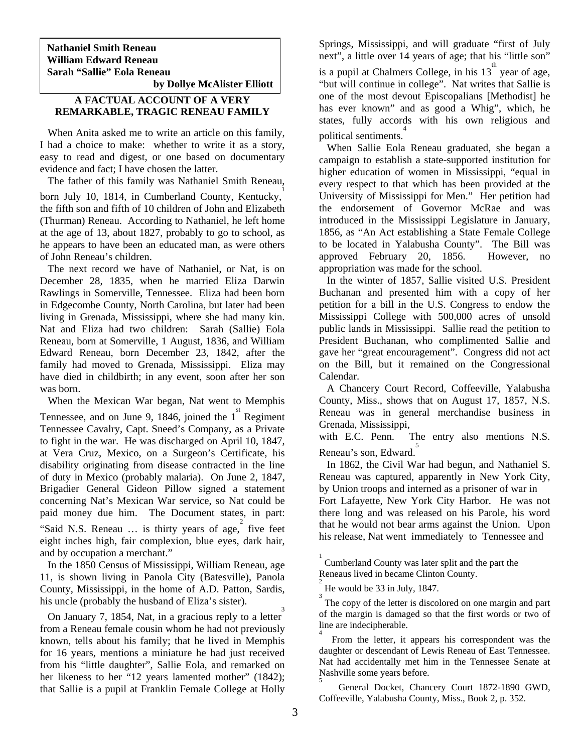**Nathaniel Smith Reneau**
**William Edward Reneau**
**Sarah "Sallie" Eola Reneau**
**by Dollye McAlister Elliott**

## A FACTUAL ACCOUNT OF A VERY REMARKABLE, TRAGIC RENEAU FAMILY

When Anita asked me to write an article on this family, I had a choice to make: whether to write it as a story, easy to read and digest, or one based on documentary evidence and fact; I have chosen the latter.

The father of this family was Nathaniel Smith Reneau, born July 10, 1814, in Cumberland County, Kentucky,[1] the fifth son and fifth of 10 children of John and Elizabeth (Thurman) Reneau. According to Nathaniel, he left home at the age of 13, about 1827, probably to go to school, as he appears to have been an educated man, as were others of John Reneau's children.

The next record we have of Nathaniel, or Nat, is on December 28, 1835, when he married Eliza Darwin Rawlings in Somerville, Tennessee. Eliza had been born in Edgecombe County, North Carolina, but later had been living in Grenada, Mississippi, where she had many kin. Nat and Eliza had two children: Sarah (Sallie) Eola Reneau, born at Somerville, 1 August, 1836, and William Edward Reneau, born December 23, 1842, after the family had moved to Grenada, Mississippi. Eliza may have died in childbirth; in any event, soon after her son was born.

When the Mexican War began, Nat went to Memphis Tennessee, and on June 9, 1846, joined the 1st Regiment Tennessee Cavalry, Capt. Sneed's Company, as a Private to fight in the war. He was discharged on April 10, 1847, at Vera Cruz, Mexico, on a Surgeon's Certificate, his disability originating from disease contracted in the line of duty in Mexico (probably malaria). On June 2, 1847, Brigadier General Gideon Pillow signed a statement concerning Nat's Mexican War service, so Nat could be paid money due him. The Document states, in part: "Said N.S. Reneau … is thirty years of age,[2] five feet eight inches high, fair complexion, blue eyes, dark hair, and by occupation a merchant."

In the 1850 Census of Mississippi, William Reneau, age 11, is shown living in Panola City (Batesville), Panola County, Mississippi, in the home of A.D. Patton, Sardis, his uncle (probably the husband of Eliza's sister).

On January 7, 1854, Nat, in a gracious reply to a letter[3] from a Reneau female cousin whom he had not previously known, tells about his family; that he lived in Memphis for 16 years, mentions a miniature he had just received from his "little daughter", Sallie Eola, and remarked on her likeness to her "12 years lamented mother" (1842); that Sallie is a pupil at Franklin Female College at Holly Springs, Mississippi, and will graduate "first of July next", a little over 14 years of age; that his "little son" is a pupil at Chalmers College, in his 13th year of age, "but will continue in college". Nat writes that Sallie is one of the most devout Episcopalians [Methodist] he has ever known" and as good a Whig", which, he states, fully accords with his own religious and political sentiments.[4]

When Sallie Eola Reneau graduated, she began a campaign to establish a state-supported institution for higher education of women in Mississippi, "equal in every respect to that which has been provided at the University of Mississippi for Men." Her petition had the endorsement of Governor McRae and was introduced in the Mississippi Legislature in January, 1856, as "An Act establishing a State Female College to be located in Yalabusha County". The Bill was approved February 20, 1856. However, no appropriation was made for the school.

In the winter of 1857, Sallie visited U.S. President Buchanan and presented him with a copy of her petition for a bill in the U.S. Congress to endow the Mississippi College with 500,000 acres of unsold public lands in Mississippi. Sallie read the petition to President Buchanan, who complimented Sallie and gave her "great encouragement". Congress did not act on the Bill, but it remained on the Congressional Calendar.

A Chancery Court Record, Coffeeville, Yalabusha County, Miss., shows that on August 17, 1857, N.S. Reneau was in general merchandise business in Grenada, Mississippi, with E.C. Penn. The entry also mentions N.S. Reneau's son, Edward.[5]

In 1862, the Civil War had begun, and Nathaniel S. Reneau was captured, apparently in New York City, by Union troops and interned as a prisoner of war in Fort Lafayette, New York City Harbor. He was not there long and was released on his Parole, his word that he would not bear arms against the Union. Upon his release, Nat went immediately to Tennessee and

---

[1] Cumberland County was later split and the part the Reneaus lived in became Clinton County.

[2] He would be 33 in July, 1847.

[3] The copy of the letter is discolored on one margin and part of the margin is damaged so that the first words or two of line are indecipherable.

[4] From the letter, it appears his correspondent was the daughter or descendant of Lewis Reneau of East Tennessee. Nat had accidentally met him in the Tennessee Senate at Nashville some years before.

[5] General Docket, Chancery Court 1872-1890 GWD, Coffeeville, Yalabusha County, Miss., Book 2, p. 352.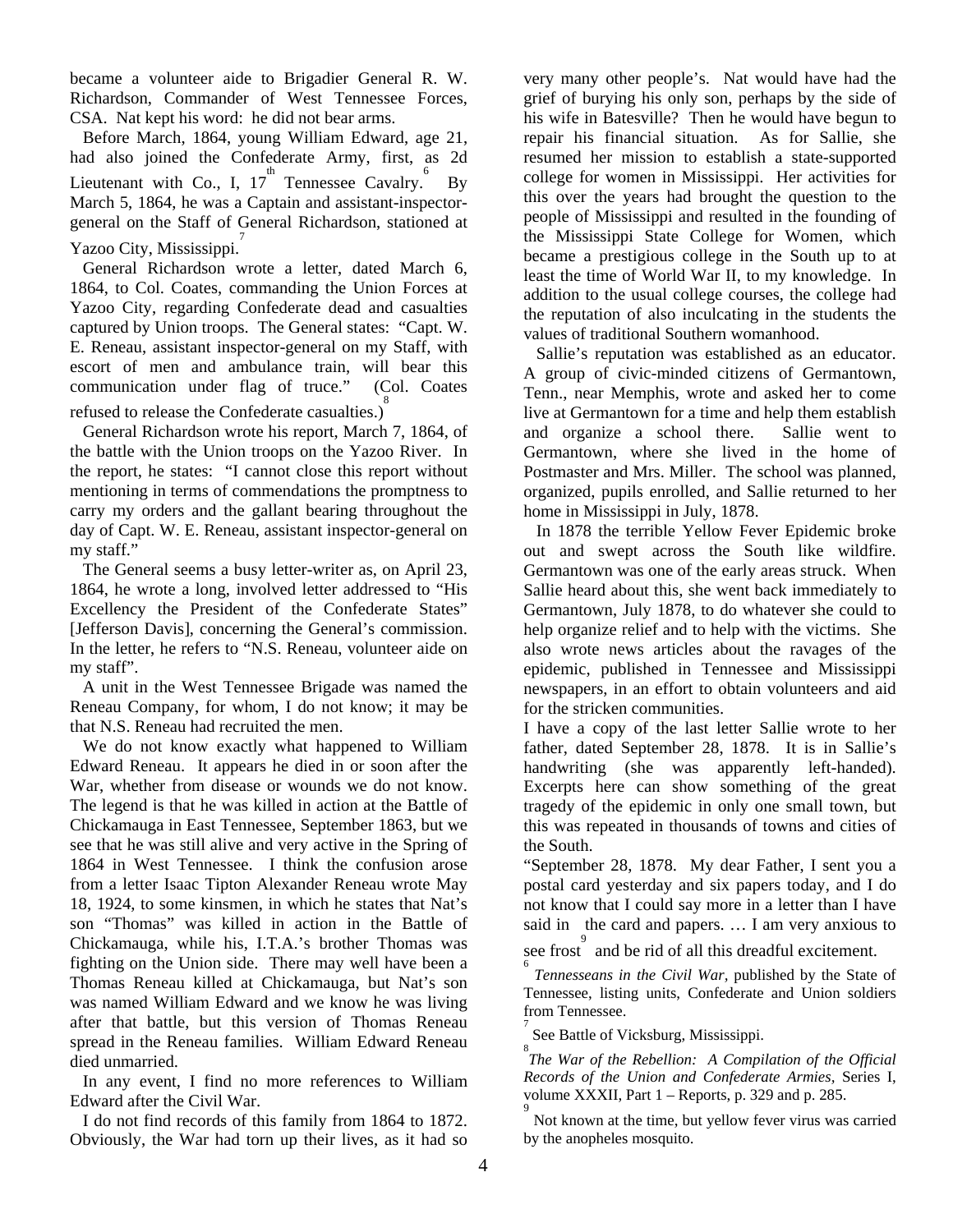became a volunteer aide to Brigadier General R. W. Richardson, Commander of West Tennessee Forces, CSA. Nat kept his word: he did not bear arms.

Before March, 1864, young William Edward, age 21, had also joined the Confederate Army, first, as 2d Lieutenant with Co., I, 17th Tennessee Cavalry.[6] By March 5, 1864, he was a Captain and assistant-inspector-general on the Staff of General Richardson, stationed at Yazoo City, Mississippi.[7]

General Richardson wrote a letter, dated March 6, 1864, to Col. Coates, commanding the Union Forces at Yazoo City, regarding Confederate dead and casualties captured by Union troops. The General states: "Capt. W. E. Reneau, assistant inspector-general on my Staff, with escort of men and ambulance train, will bear this communication under flag of truce." (Col. Coates refused to release the Confederate casualties.)[8]

General Richardson wrote his report, March 7, 1864, of the battle with the Union troops on the Yazoo River. In the report, he states: "I cannot close this report without mentioning in terms of commendations the promptness to carry my orders and the gallant bearing throughout the day of Capt. W. E. Reneau, assistant inspector-general on my staff."

The General seems a busy letter-writer as, on April 23, 1864, he wrote a long, involved letter addressed to "His Excellency the President of the Confederate States" [Jefferson Davis], concerning the General's commission. In the letter, he refers to "N.S. Reneau, volunteer aide on my staff".

A unit in the West Tennessee Brigade was named the Reneau Company, for whom, I do not know; it may be that N.S. Reneau had recruited the men.

We do not know exactly what happened to William Edward Reneau. It appears he died in or soon after the War, whether from disease or wounds we do not know. The legend is that he was killed in action at the Battle of Chickamauga in East Tennessee, September 1863, but we see that he was still alive and very active in the Spring of 1864 in West Tennessee. I think the confusion arose from a letter Isaac Tipton Alexander Reneau wrote May 18, 1924, to some kinsmen, in which he states that Nat's son "Thomas" was killed in action in the Battle of Chickamauga, while his, I.T.A.'s brother Thomas was fighting on the Union side. There may well have been a Thomas Reneau killed at Chickamauga, but Nat's son was named William Edward and we know he was living after that battle, but this version of Thomas Reneau spread in the Reneau families. William Edward Reneau died unmarried.

In any event, I find no more references to William Edward after the Civil War.

I do not find records of this family from 1864 to 1872. Obviously, the War had torn up their lives, as it had so very many other people's. Nat would have had the grief of burying his only son, perhaps by the side of his wife in Batesville? Then he would have begun to repair his financial situation. As for Sallie, she resumed her mission to establish a state-supported college for women in Mississippi. Her activities for this over the years had brought the question to the people of Mississippi and resulted in the founding of the Mississippi State College for Women, which became a prestigious college in the South up to at least the time of World War II, to my knowledge. In addition to the usual college courses, the college had the reputation of also inculcating in the students the values of traditional Southern womanhood.

Sallie's reputation was established as an educator. A group of civic-minded citizens of Germantown, Tenn., near Memphis, wrote and asked her to come live at Germantown for a time and help them establish and organize a school there. Sallie went to Germantown, where she lived in the home of Postmaster and Mrs. Miller. The school was planned, organized, pupils enrolled, and Sallie returned to her home in Mississippi in July, 1878.

In 1878 the terrible Yellow Fever Epidemic broke out and swept across the South like wildfire. Germantown was one of the early areas struck. When Sallie heard about this, she went back immediately to Germantown, July 1878, to do whatever she could to help organize relief and to help with the victims. She also wrote news articles about the ravages of the epidemic, published in Tennessee and Mississippi newspapers, in an effort to obtain volunteers and aid for the stricken communities.

I have a copy of the last letter Sallie wrote to her father, dated September 28, 1878. It is in Sallie's handwriting (she was apparently left-handed). Excerpts here can show something of the great tragedy of the epidemic in only one small town, but this was repeated in thousands of towns and cities of the South.

"September 28, 1878. My dear Father, I sent you a postal card yesterday and six papers today, and I do not know that I could say more in a letter than I have said in the card and papers. … I am very anxious to see frost[9] and be rid of all this dreadful excitement.

---

[6] *Tennesseans in the Civil War*, published by the State of Tennessee, listing units, Confederate and Union soldiers from Tennessee.

[7] See Battle of Vicksburg, Mississippi.

[8] *The War of the Rebellion: A Compilation of the Official Records of the Union and Confederate Armies*, Series I, volume XXXII, Part 1 – Reports, p. 329 and p. 285.

[9] Not known at the time, but yellow fever virus was carried by the anopheles mosquito.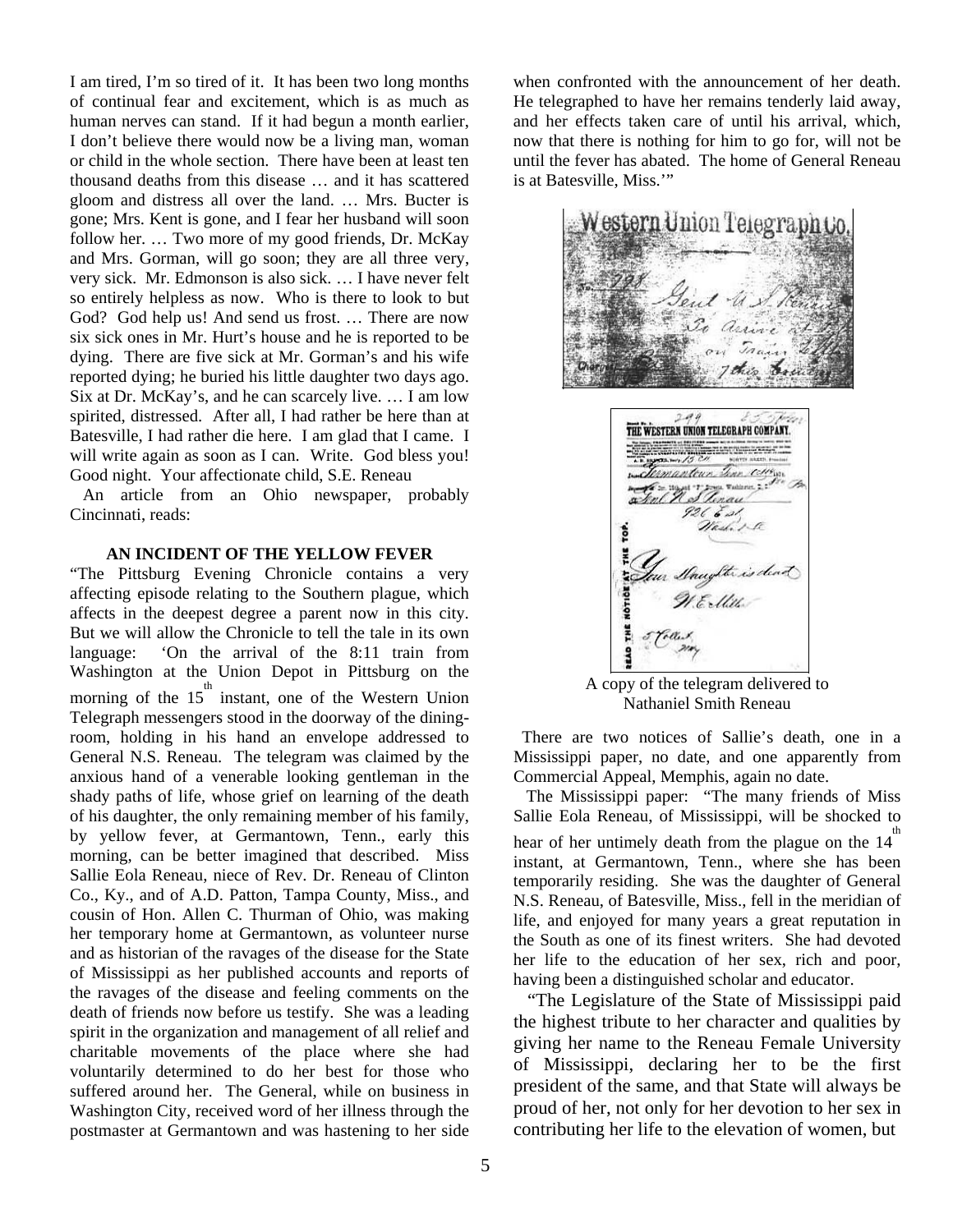I am tired, I'm so tired of it. It has been two long months of continual fear and excitement, which is as much as human nerves can stand. If it had begun a month earlier, I don't believe there would now be a living man, woman or child in the whole section. There have been at least ten thousand deaths from this disease … and it has scattered gloom and distress all over the land. … Mrs. Bucter is gone; Mrs. Kent is gone, and I fear her husband will soon follow her. … Two more of my good friends, Dr. McKay and Mrs. Gorman, will go soon; they are all three very, very sick. Mr. Edmonson is also sick. … I have never felt so entirely helpless as now. Who is there to look to but God? God help us! And send us frost. … There are now six sick ones in Mr. Hurt's house and he is reported to be dying. There are five sick at Mr. Gorman's and his wife reported dying; he buried his little daughter two days ago. Six at Dr. McKay's, and he can scarcely live. … I am low spirited, distressed. After all, I had rather be here than at Batesville, I had rather die here. I am glad that I came. I will write again as soon as I can. Write. God bless you! Good night. Your affectionate child, S.E. Reneau

An article from an Ohio newspaper, probably Cincinnati, reads:

### AN INCIDENT OF THE YELLOW FEVER

"The Pittsburg Evening Chronicle contains a very affecting episode relating to the Southern plague, which affects in the deepest degree a parent now in this city. But we will allow the Chronicle to tell the tale in its own language: 'On the arrival of the 8:11 train from Washington at the Union Depot in Pittsburg on the morning of the 15th instant, one of the Western Union Telegraph messengers stood in the doorway of the dining-room, holding in his hand an envelope addressed to General N.S. Reneau. The telegram was claimed by the anxious hand of a venerable looking gentleman in the shady paths of life, whose grief on learning of the death of his daughter, the only remaining member of his family, by yellow fever, at Germantown, Tenn., early this morning, can be better imagined that described. Miss Sallie Eola Reneau, niece of Rev. Dr. Reneau of Clinton Co., Ky., and of A.D. Patton, Tampa County, Miss., and cousin of Hon. Allen C. Thurman of Ohio, was making her temporary home at Germantown, as volunteer nurse and as historian of the ravages of the disease for the State of Mississippi as her published accounts and reports of the ravages of the disease and feeling comments on the death of friends now before us testify. She was a leading spirit in the organization and management of all relief and charitable movements of the place where she had voluntarily determined to do her best for those who suffered around her. The General, while on business in Washington City, received word of her illness through the postmaster at Germantown and was hastening to her side when confronted with the announcement of her death. He telegraphed to have her remains tenderly laid away, and her effects taken care of until his arrival, which, now that there is nothing for him to go for, will not be until the fever has abated. The home of General Reneau is at Batesville, Miss.'"

A copy of the telegram delivered to Nathaniel Smith Reneau

There are two notices of Sallie's death, one in a Mississippi paper, no date, and one apparently from Commercial Appeal, Memphis, again no date.

The Mississippi paper: "The many friends of Miss Sallie Eola Reneau, of Mississippi, will be shocked to hear of her untimely death from the plague on the 14th instant, at Germantown, Tenn., where she has been temporarily residing. She was the daughter of General N.S. Reneau, of Batesville, Miss., fell in the meridian of life, and enjoyed for many years a great reputation in the South as one of its finest writers. She had devoted her life to the education of her sex, rich and poor, having been a distinguished scholar and educator.

"The Legislature of the State of Mississippi paid the highest tribute to her character and qualities by giving her name to the Reneau Female University of Mississippi, declaring her to be the first president of the same, and that State will always be proud of her, not only for her devotion to her sex in contributing her life to the elevation of women, but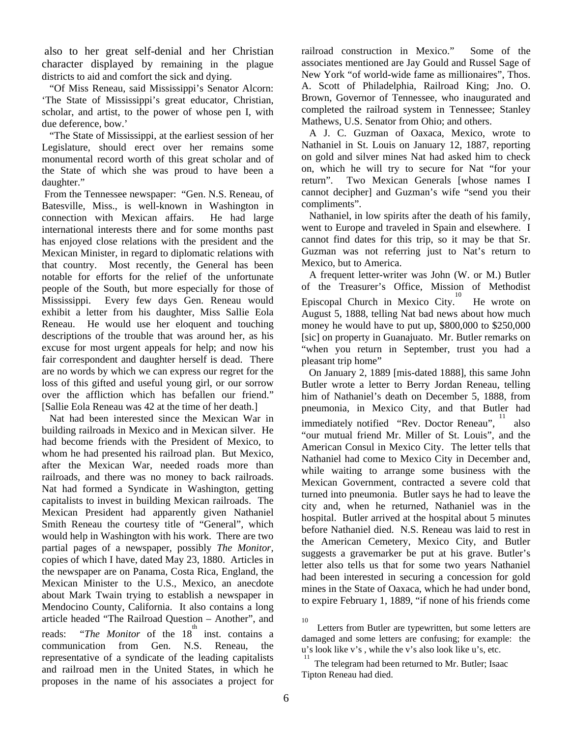also to her great self-denial and her Christian character displayed by remaining in the plague districts to aid and comfort the sick and dying.

"Of Miss Reneau, said Mississippi's Senator Alcorn: 'The State of Mississippi's great educator, Christian, scholar, and artist, to the power of whose pen I, with due deference, bow.'

"The State of Mississippi, at the earliest session of her Legislature, should erect over her remains some monumental record worth of this great scholar and of the State of which she was proud to have been a daughter."

From the Tennessee newspaper: "Gen. N.S. Reneau, of Batesville, Miss., is well-known in Washington in connection with Mexican affairs. He had large international interests there and for some months past has enjoyed close relations with the president and the Mexican Minister, in regard to diplomatic relations with that country. Most recently, the General has been notable for efforts for the relief of the unfortunate people of the South, but more especially for those of Mississippi. Every few days Gen. Reneau would exhibit a letter from his daughter, Miss Sallie Eola Reneau. He would use her eloquent and touching descriptions of the trouble that was around her, as his excuse for most urgent appeals for help; and now his fair correspondent and daughter herself is dead. There are no words by which we can express our regret for the loss of this gifted and useful young girl, or our sorrow over the affliction which has befallen our friend." [Sallie Eola Reneau was 42 at the time of her death.]

Nat had been interested since the Mexican War in building railroads in Mexico and in Mexican silver. He had become friends with the President of Mexico, to whom he had presented his railroad plan. But Mexico, after the Mexican War, needed roads more than railroads, and there was no money to back railroads. Nat had formed a Syndicate in Washington, getting capitalists to invest in building Mexican railroads. The Mexican President had apparently given Nathaniel Smith Reneau the courtesy title of "General", which would help in Washington with his work. There are two partial pages of a newspaper, possibly *The Monitor,* copies of which I have, dated May 23, 1880. Articles in the newspaper are on Panama, Costa Rica, England, the Mexican Minister to the U.S., Mexico, an anecdote about Mark Twain trying to establish a newspaper in Mendocino County, California. It also contains a long article headed "The Railroad Question – Another", and reads: "*The Monitor* of the 18th inst. contains a communication from Gen. N.S. Reneau, the representative of a syndicate of the leading capitalists and railroad men in the United States, in which he proposes in the name of his associates a project for railroad construction in Mexico." Some of the associates mentioned are Jay Gould and Russel Sage of New York "of world-wide fame as millionaires", Thos. A. Scott of Philadelphia, Railroad King; Jno. O. Brown, Governor of Tennessee, who inaugurated and completed the railroad system in Tennessee; Stanley Mathews, U.S. Senator from Ohio; and others.

A J. C. Guzman of Oaxaca, Mexico, wrote to Nathaniel in St. Louis on January 12, 1887, reporting on gold and silver mines Nat had asked him to check on, which he will try to secure for Nat "for your return". Two Mexican Generals [whose names I cannot decipher] and Guzman's wife "send you their compliments".

Nathaniel, in low spirits after the death of his family, went to Europe and traveled in Spain and elsewhere. I cannot find dates for this trip, so it may be that Sr. Guzman was not referring just to Nat's return to Mexico, but to America.

A frequent letter-writer was John (W. or M.) Butler of the Treasurer's Office, Mission of Methodist Episcopal Church in Mexico City.[10] He wrote on August 5, 1888, telling Nat bad news about how much money he would have to put up, $800,000 to $250,000 [sic] on property in Guanajuato. Mr. Butler remarks on "when you return in September, trust you had a pleasant trip home"

On January 2, 1889 [mis-dated 1888], this same John Butler wrote a letter to Berry Jordan Reneau, telling him of Nathaniel's death on December 5, 1888, from pneumonia, in Mexico City, and that Butler had immediately notified "Rev. Doctor Reneau",[11] also "our mutual friend Mr. Miller of St. Louis", and the American Consul in Mexico City. The letter tells that Nathaniel had come to Mexico City in December and, while waiting to arrange some business with the Mexican Government, contracted a severe cold that turned into pneumonia. Butler says he had to leave the city and, when he returned, Nathaniel was in the hospital. Butler arrived at the hospital about 5 minutes before Nathaniel died. N.S. Reneau was laid to rest in the American Cemetery, Mexico City, and Butler suggests a gravemarker be put at his grave. Butler's letter also tells us that for some two years Nathaniel had been interested in securing a concession for gold mines in the State of Oaxaca, which he had under bond, to expire February 1, 1889, "if none of his friends come

[10] Letters from Butler are typewritten, but some letters are damaged and some letters are confusing; for example: the u's look like v's , while the v's also look like u's, etc.

[11] The telegram had been returned to Mr. Butler; Isaac Tipton Reneau had died.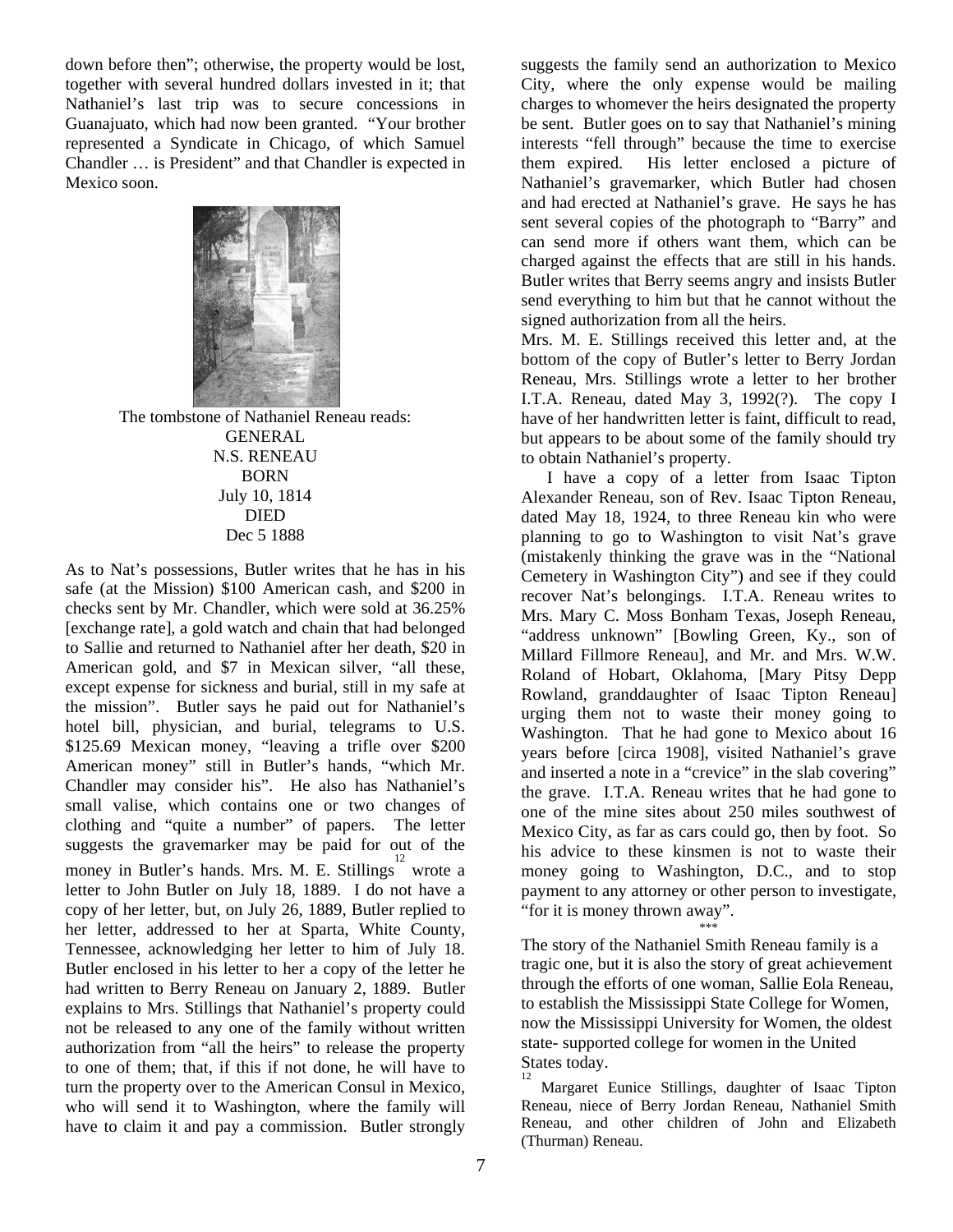down before then"; otherwise, the property would be lost, together with several hundred dollars invested in it; that Nathaniel's last trip was to secure concessions in Guanajuato, which had now been granted. "Your brother represented a Syndicate in Chicago, of which Samuel Chandler … is President" and that Chandler is expected in Mexico soon.

The tombstone of Nathaniel Reneau reads:
GENERAL
N.S. RENEAU
BORN
July 10, 1814
DIED
Dec 5 1888

As to Nat's possessions, Butler writes that he has in his safe (at the Mission) $100 American cash, and $200 in checks sent by Mr. Chandler, which were sold at 36.25% [exchange rate], a gold watch and chain that had belonged to Sallie and returned to Nathaniel after her death, $20 in American gold, and $7 in Mexican silver, "all these, except expense for sickness and burial, still in my safe at the mission". Butler says he paid out for Nathaniel's hotel bill, physician, and burial, telegrams to U.S. $125.69 Mexican money, "leaving a trifle over $200 American money" still in Butler's hands, "which Mr. Chandler may consider his". He also has Nathaniel's small valise, which contains one or two changes of clothing and "quite a number" of papers. The letter suggests the gravemarker may be paid for out of the money in Butler's hands. Mrs. M. E. Stillings[12] wrote a letter to John Butler on July 18, 1889. I do not have a copy of her letter, but, on July 26, 1889, Butler replied to her letter, addressed to her at Sparta, White County, Tennessee, acknowledging her letter to him of July 18. Butler enclosed in his letter to her a copy of the letter he had written to Berry Reneau on January 2, 1889. Butler explains to Mrs. Stillings that Nathaniel's property could not be released to any one of the family without written authorization from "all the heirs" to release the property to one of them; that, if this if not done, he will have to turn the property over to the American Consul in Mexico, who will send it to Washington, where the family will have to claim it and pay a commission. Butler strongly suggests the family send an authorization to Mexico City, where the only expense would be mailing charges to whomever the heirs designated the property be sent. Butler goes on to say that Nathaniel's mining interests "fell through" because the time to exercise them expired. His letter enclosed a picture of Nathaniel's gravemarker, which Butler had chosen and had erected at Nathaniel's grave. He says he has sent several copies of the photograph to "Barry" and can send more if others want them, which can be charged against the effects that are still in his hands. Butler writes that Berry seems angry and insists Butler send everything to him but that he cannot without the signed authorization from all the heirs.

Mrs. M. E. Stillings received this letter and, at the bottom of the copy of Butler's letter to Berry Jordan Reneau, Mrs. Stillings wrote a letter to her brother I.T.A. Reneau, dated May 3, 1992(?). The copy I have of her handwritten letter is faint, difficult to read, but appears to be about some of the family should try to obtain Nathaniel's property.

I have a copy of a letter from Isaac Tipton Alexander Reneau, son of Rev. Isaac Tipton Reneau, dated May 18, 1924, to three Reneau kin who were planning to go to Washington to visit Nat's grave (mistakenly thinking the grave was in the "National Cemetery in Washington City") and see if they could recover Nat's belongings. I.T.A. Reneau writes to Mrs. Mary C. Moss Bonham Texas, Joseph Reneau, "address unknown" [Bowling Green, Ky., son of Millard Fillmore Reneau], and Mr. and Mrs. W.W. Roland of Hobart, Oklahoma, [Mary Pitsy Depp Rowland, granddaughter of Isaac Tipton Reneau] urging them not to waste their money going to Washington. That he had gone to Mexico about 16 years before [circa 1908], visited Nathaniel's grave and inserted a note in a "crevice" in the slab covering" the grave. I.T.A. Reneau writes that he had gone to one of the mine sites about 250 miles southwest of Mexico City, as far as cars could go, then by foot. So his advice to these kinsmen is not to waste their money going to Washington, D.C., and to stop payment to any attorney or other person to investigate, "for it is money thrown away".

\*\*\*

The story of the Nathaniel Smith Reneau family is a tragic one, but it is also the story of great achievement through the efforts of one woman, Sallie Eola Reneau, to establish the Mississippi State College for Women, now the Mississippi University for Women, the oldest state- supported college for women in the United States today.

[12] Margaret Eunice Stillings, daughter of Isaac Tipton Reneau, niece of Berry Jordan Reneau, Nathaniel Smith Reneau, and other children of John and Elizabeth (Thurman) Reneau.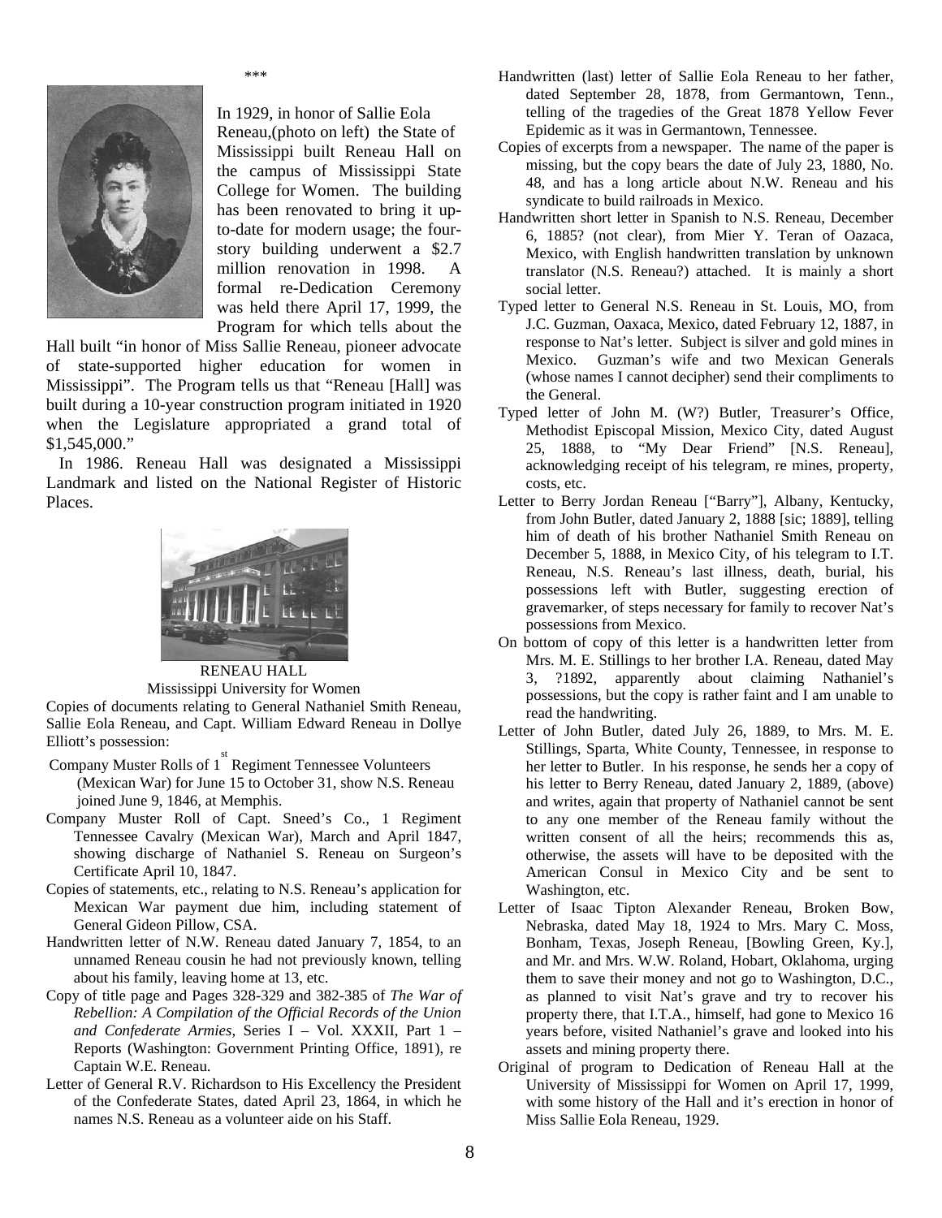\*\*\*

In 1929, in honor of Sallie Eola Reneau,(photo on left) the State of Mississippi built Reneau Hall on the campus of Mississippi State College for Women. The building has been renovated to bring it up-to-date for modern usage; the four-story building underwent a $2.7 million renovation in 1998. A formal re-Dedication Ceremony was held there April 17, 1999, the Program for which tells about the Hall built "in honor of Miss Sallie Reneau, pioneer advocate of state-supported higher education for women in Mississippi". The Program tells us that "Reneau [Hall] was built during a 10-year construction program initiated in 1920 when the Legislature appropriated a grand total of $1,545,000."

In 1986. Reneau Hall was designated a Mississippi Landmark and listed on the National Register of Historic Places.

RENEAU HALL
Mississippi University for Women

Copies of documents relating to General Nathaniel Smith Reneau, Sallie Eola Reneau, and Capt. William Edward Reneau in Dollye Elliott's possession:

- Company Muster Rolls of 1st Regiment Tennessee Volunteers (Mexican War) for June 15 to October 31, show N.S. Reneau joined June 9, 1846, at Memphis.
- Company Muster Roll of Capt. Sneed's Co., 1 Regiment Tennessee Cavalry (Mexican War), March and April 1847, showing discharge of Nathaniel S. Reneau on Surgeon's Certificate April 10, 1847.
- Copies of statements, etc., relating to N.S. Reneau's application for Mexican War payment due him, including statement of General Gideon Pillow, CSA.
- Handwritten letter of N.W. Reneau dated January 7, 1854, to an unnamed Reneau cousin he had not previously known, telling about his family, leaving home at 13, etc.
- Copy of title page and Pages 328-329 and 382-385 of *The War of Rebellion: A Compilation of the Official Records of the Union and Confederate Armies*, Series I – Vol. XXXII, Part 1 – Reports (Washington: Government Printing Office, 1891), re Captain W.E. Reneau.
- Letter of General R.V. Richardson to His Excellency the President of the Confederate States, dated April 23, 1864, in which he names N.S. Reneau as a volunteer aide on his Staff.
- Handwritten (last) letter of Sallie Eola Reneau to her father, dated September 28, 1878, from Germantown, Tenn., telling of the tragedies of the Great 1878 Yellow Fever Epidemic as it was in Germantown, Tennessee.
- Copies of excerpts from a newspaper. The name of the paper is missing, but the copy bears the date of July 23, 1880, No. 48, and has a long article about N.W. Reneau and his syndicate to build railroads in Mexico.
- Handwritten short letter in Spanish to N.S. Reneau, December 6, 1885? (not clear), from Mier Y. Teran of Oazaca, Mexico, with English handwritten translation by unknown translator (N.S. Reneau?) attached. It is mainly a short social letter.
- Typed letter to General N.S. Reneau in St. Louis, MO, from J.C. Guzman, Oaxaca, Mexico, dated February 12, 1887, in response to Nat's letter. Subject is silver and gold mines in Mexico. Guzman's wife and two Mexican Generals (whose names I cannot decipher) send their compliments to the General.
- Typed letter of John M. (W?) Butler, Treasurer's Office, Methodist Episcopal Mission, Mexico City, dated August 25, 1888, to "My Dear Friend" [N.S. Reneau], acknowledging receipt of his telegram, re mines, property, costs, etc.
- Letter to Berry Jordan Reneau ["Barry"], Albany, Kentucky, from John Butler, dated January 2, 1888 [sic; 1889], telling him of death of his brother Nathaniel Smith Reneau on December 5, 1888, in Mexico City, of his telegram to I.T. Reneau, N.S. Reneau's last illness, death, burial, his possessions left with Butler, suggesting erection of gravemarker, of steps necessary for family to recover Nat's possessions from Mexico.
- On bottom of copy of this letter is a handwritten letter from Mrs. M. E. Stillings to her brother I.A. Reneau, dated May 3, ?1892, apparently about claiming Nathaniel's possessions, but the copy is rather faint and I am unable to read the handwriting.
- Letter of John Butler, dated July 26, 1889, to Mrs. M. E. Stillings, Sparta, White County, Tennessee, in response to her letter to Butler. In his response, he sends her a copy of his letter to Berry Reneau, dated January 2, 1889, (above) and writes, again that property of Nathaniel cannot be sent to any one member of the Reneau family without the written consent of all the heirs; recommends this as, otherwise, the assets will have to be deposited with the American Consul in Mexico City and be sent to Washington, etc.
- Letter of Isaac Tipton Alexander Reneau, Broken Bow, Nebraska, dated May 18, 1924 to Mrs. Mary C. Moss, Bonham, Texas, Joseph Reneau, [Bowling Green, Ky.], and Mr. and Mrs. W.W. Roland, Hobart, Oklahoma, urging them to save their money and not go to Washington, D.C., as planned to visit Nat's grave and try to recover his property there, that I.T.A., himself, had gone to Mexico 16 years before, visited Nathaniel's grave and looked into his assets and mining property there.
- Original of program to Dedication of Reneau Hall at the University of Mississippi for Women on April 17, 1999, with some history of the Hall and it's erection in honor of Miss Sallie Eola Reneau, 1929.